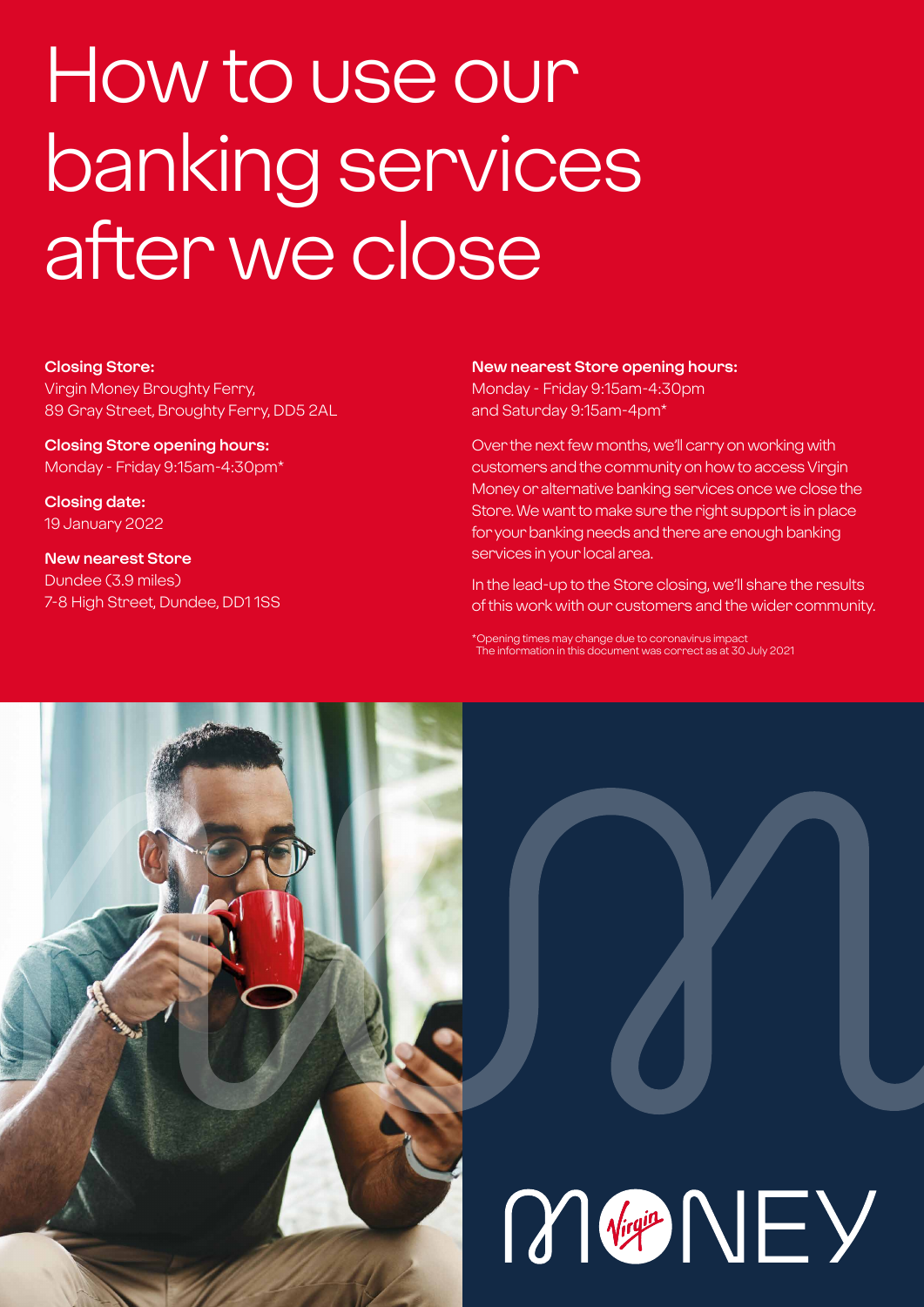# How to use our banking services after we close

**Closing Store:**
Virgin Money Broughty Ferry,
89 Gray Street, Broughty Ferry, DD5 2AL

**Closing Store opening hours:**
Monday - Friday 9:15am-4:30pm*

**Closing date:**
19 January 2022

**New nearest Store**
Dundee (3.9 miles)
7-8 High Street, Dundee, DD1 1SS

**New nearest Store opening hours:**
Monday - Friday 9:15am-4:30pm
and Saturday 9:15am-4pm*

Over the next few months, we'll carry on working with customers and the community on how to access Virgin Money or alternative banking services once we close the Store. We want to make sure the right support is in place for your banking needs and there are enough banking services in your local area.

In the lead-up to the Store closing, we'll share the results of this work with our customers and the wider community.

*Opening times may change due to coronavirus impact
The information in this document was correct as at 30 July 2021

MONEY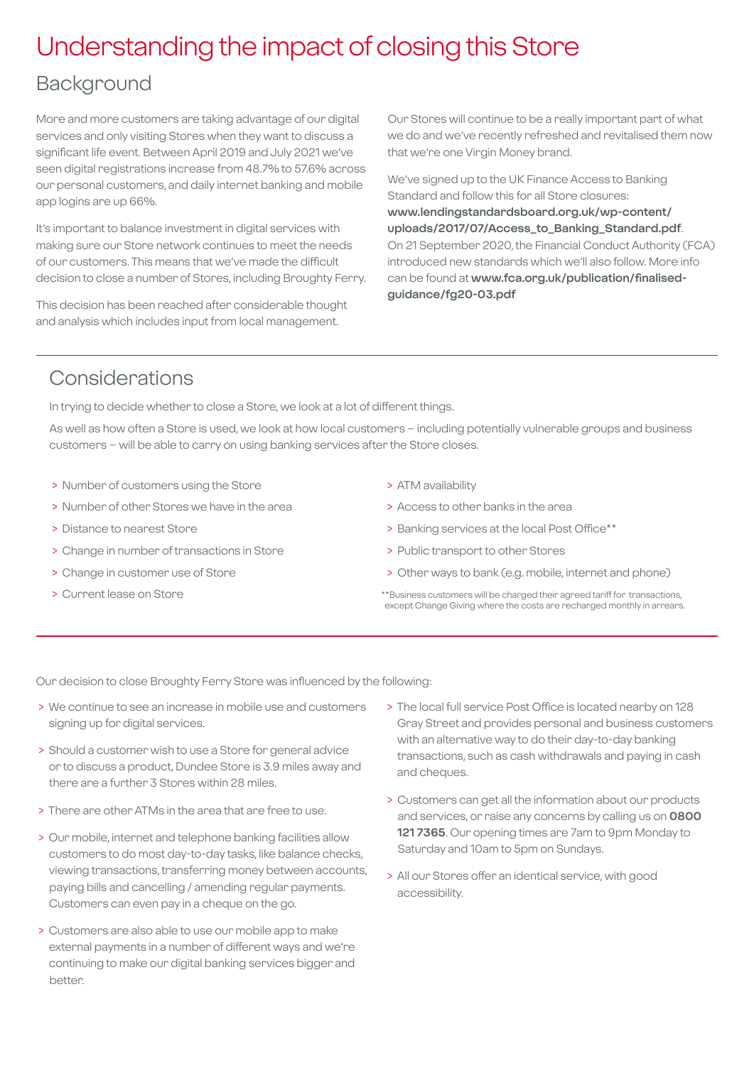# Understanding the impact of closing this Store

## Background

More and more customers are taking advantage of our digital services and only visiting Stores when they want to discuss a significant life event. Between April 2019 and July 2021 we've seen digital registrations increase from 48.7% to 57.6% across our personal customers, and daily internet banking and mobile app logins are up 66%.

It's important to balance investment in digital services with making sure our Store network continues to meet the needs of our customers. This means that we've made the difficult decision to close a number of Stores, including Broughty Ferry.

This decision has been reached after considerable thought and analysis which includes input from local management.

Our Stores will continue to be a really important part of what we do and we've recently refreshed and revitalised them now that we're one Virgin Money brand.

We've signed up to the UK Finance Access to Banking Standard and follow this for all Store closures: **www.lendingstandardsboard.org.uk/wp-content/uploads/2017/07/Access_to_Banking_Standard.pdf**. On 21 September 2020, the Financial Conduct Authority (FCA) introduced new standards which we'll also follow. More info can be found at **www.fca.org.uk/publication/finalised-guidance/fg20-03.pdf**

## Considerations

In trying to decide whether to close a Store, we look at a lot of different things.

As well as how often a Store is used, we look at how local customers – including potentially vulnerable groups and business customers – will be able to carry on using banking services after the Store closes.

- Number of customers using the Store
- Number of other Stores we have in the area
- Distance to nearest Store
- Change in number of transactions in Store
- Change in customer use of Store
- Current lease on Store
- ATM availability
- Access to other banks in the area
- Banking services at the local Post Office**
- Public transport to other Stores
- Other ways to bank (e.g. mobile, internet and phone)

**Business customers will be charged their agreed tariff for transactions, except Change Giving where the costs are recharged monthly in arrears.

Our decision to close Broughty Ferry Store was influenced by the following:

- We continue to see an increase in mobile use and customers signing up for digital services.
- Should a customer wish to use a Store for general advice or to discuss a product, Dundee Store is 3.9 miles away and there are a further 3 Stores within 28 miles.
- There are other ATMs in the area that are free to use.
- Our mobile, internet and telephone banking facilities allow customers to do most day-to-day tasks, like balance checks, viewing transactions, transferring money between accounts, paying bills and cancelling / amending regular payments. Customers can even pay in a cheque on the go.
- Customers are also able to use our mobile app to make external payments in a number of different ways and we're continuing to make our digital banking services bigger and better.
- The local full service Post Office is located nearby on 128 Gray Street and provides personal and business customers with an alternative way to do their day-to-day banking transactions, such as cash withdrawals and paying in cash and cheques.
- Customers can get all the information about our products and services, or raise any concerns by calling us on **0800 121 7365**. Our opening times are 7am to 9pm Monday to Saturday and 10am to 5pm on Sundays.
- All our Stores offer an identical service, with good accessibility.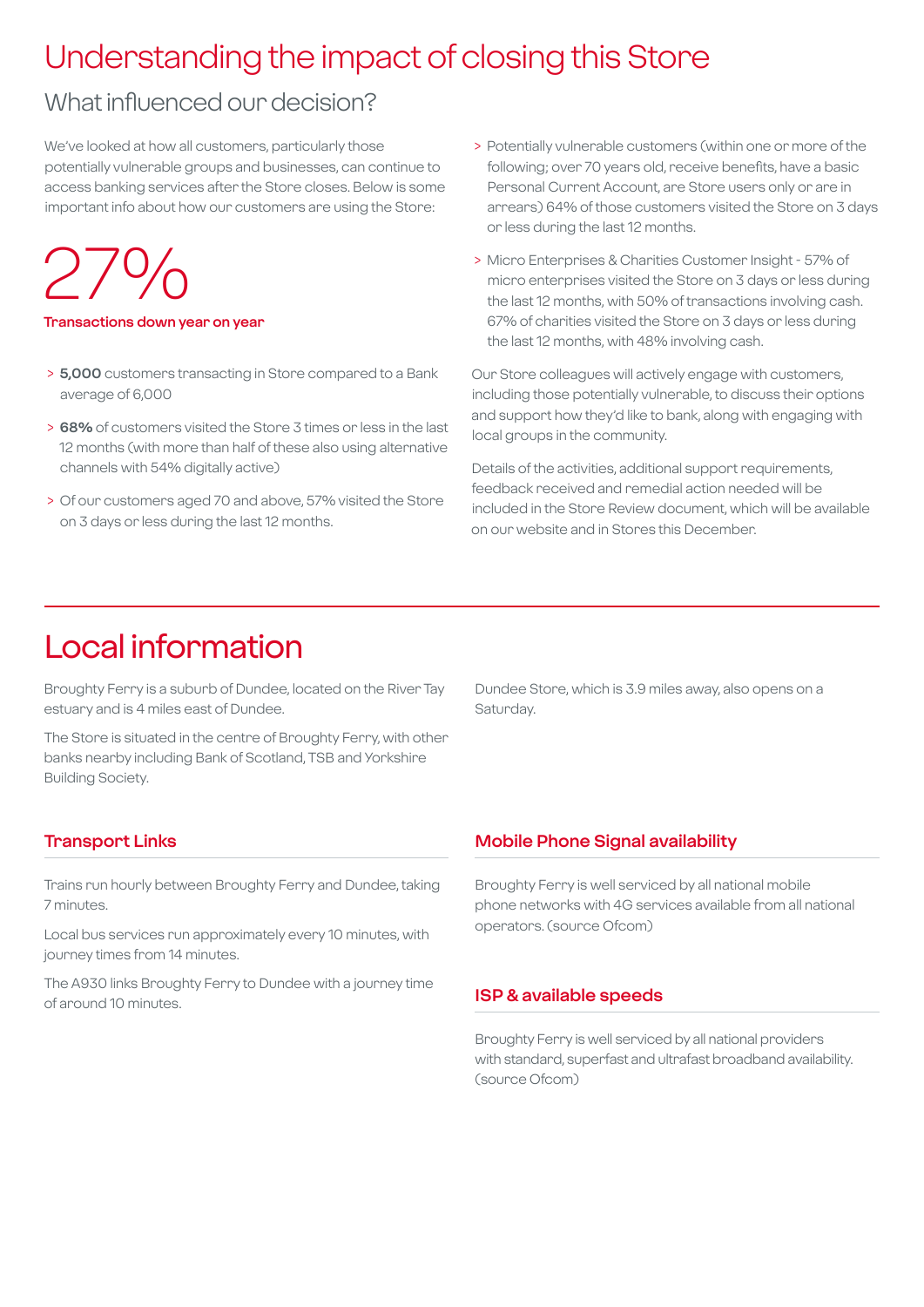# Understanding the impact of closing this Store

## What influenced our decision?

We've looked at how all customers, particularly those potentially vulnerable groups and businesses, can continue to access banking services after the Store closes. Below is some important info about how our customers are using the Store:

27%

**Transactions down year on year**

- **5,000** customers transacting in Store compared to a Bank average of 6,000
- **68%** of customers visited the Store 3 times or less in the last 12 months (with more than half of these also using alternative channels with 54% digitally active)
- Of our customers aged 70 and above, 57% visited the Store on 3 days or less during the last 12 months.
- Potentially vulnerable customers (within one or more of the following; over 70 years old, receive benefits, have a basic Personal Current Account, are Store users only or are in arrears) 64% of those customers visited the Store on 3 days or less during the last 12 months.
- Micro Enterprises & Charities Customer Insight - 57% of micro enterprises visited the Store on 3 days or less during the last 12 months, with 50% of transactions involving cash. 67% of charities visited the Store on 3 days or less during the last 12 months, with 48% involving cash.

Our Store colleagues will actively engage with customers, including those potentially vulnerable, to discuss their options and support how they'd like to bank, along with engaging with local groups in the community.

Details of the activities, additional support requirements, feedback received and remedial action needed will be included in the Store Review document, which will be available on our website and in Stores this December.

# Local information

Broughty Ferry is a suburb of Dundee, located on the River Tay estuary and is 4 miles east of Dundee.

The Store is situated in the centre of Broughty Ferry, with other banks nearby including Bank of Scotland, TSB and Yorkshire Building Society.

Dundee Store, which is 3.9 miles away, also opens on a Saturday.

### Transport Links

Trains run hourly between Broughty Ferry and Dundee, taking 7 minutes.

Local bus services run approximately every 10 minutes, with journey times from 14 minutes.

The A930 links Broughty Ferry to Dundee with a journey time of around 10 minutes.

### Mobile Phone Signal availability

Broughty Ferry is well serviced by all national mobile phone networks with 4G services available from all national operators. (source Ofcom)

### ISP & available speeds

Broughty Ferry is well serviced by all national providers with standard, superfast and ultrafast broadband availability. (source Ofcom)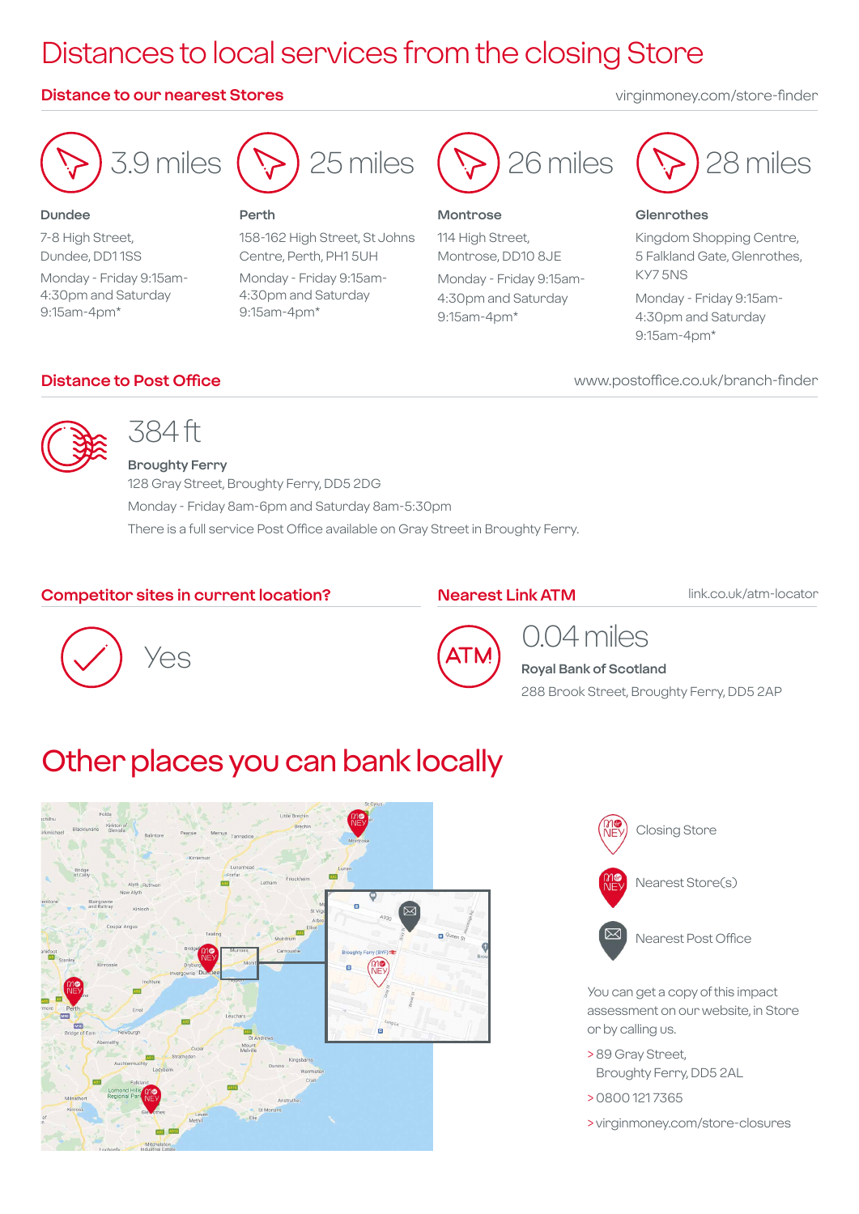# Distances to local services from the closing Store

## Distance to our nearest Stores

virginmoney.com/store-finder

**3.9 miles**

**Dundee**

7-8 High Street,
Dundee, DD1 1SS

Monday - Friday 9:15am-4:30pm and Saturday 9:15am-4pm*

**25 miles**

**Perth**

158-162 High Street, St Johns Centre, Perth, PH1 5UH

Monday - Friday 9:15am-4:30pm and Saturday 9:15am-4pm*

**26 miles**

**Montrose**

114 High Street,
Montrose, DD10 8JE

Monday - Friday 9:15am-4:30pm and Saturday 9:15am-4pm*

**28 miles**

**Glenrothes**

Kingdom Shopping Centre, 5 Falkland Gate, Glenrothes, KY7 5NS

Monday - Friday 9:15am-4:30pm and Saturday 9:15am-4pm*

## Distance to Post Office

www.postoffice.co.uk/branch-finder

**384 ft**

**Broughty Ferry**

128 Gray Street, Broughty Ferry, DD5 2DG

Monday - Friday 8am-6pm and Saturday 8am-5:30pm

There is a full service Post Office available on Gray Street in Broughty Ferry.

## Competitor sites in current location?

Yes

## Nearest Link ATM

link.co.uk/atm-locator

**0.04 miles**

**Royal Bank of Scotland**

288 Brook Street, Broughty Ferry, DD5 2AP

# Other places you can bank locally

Closing Store

Nearest Store(s)

Nearest Post Office

You can get a copy of this impact assessment on our website, in Store or by calling us.

> 89 Gray Street,
Broughty Ferry, DD5 2AL

> 0800 121 7365

> virginmoney.com/store-closures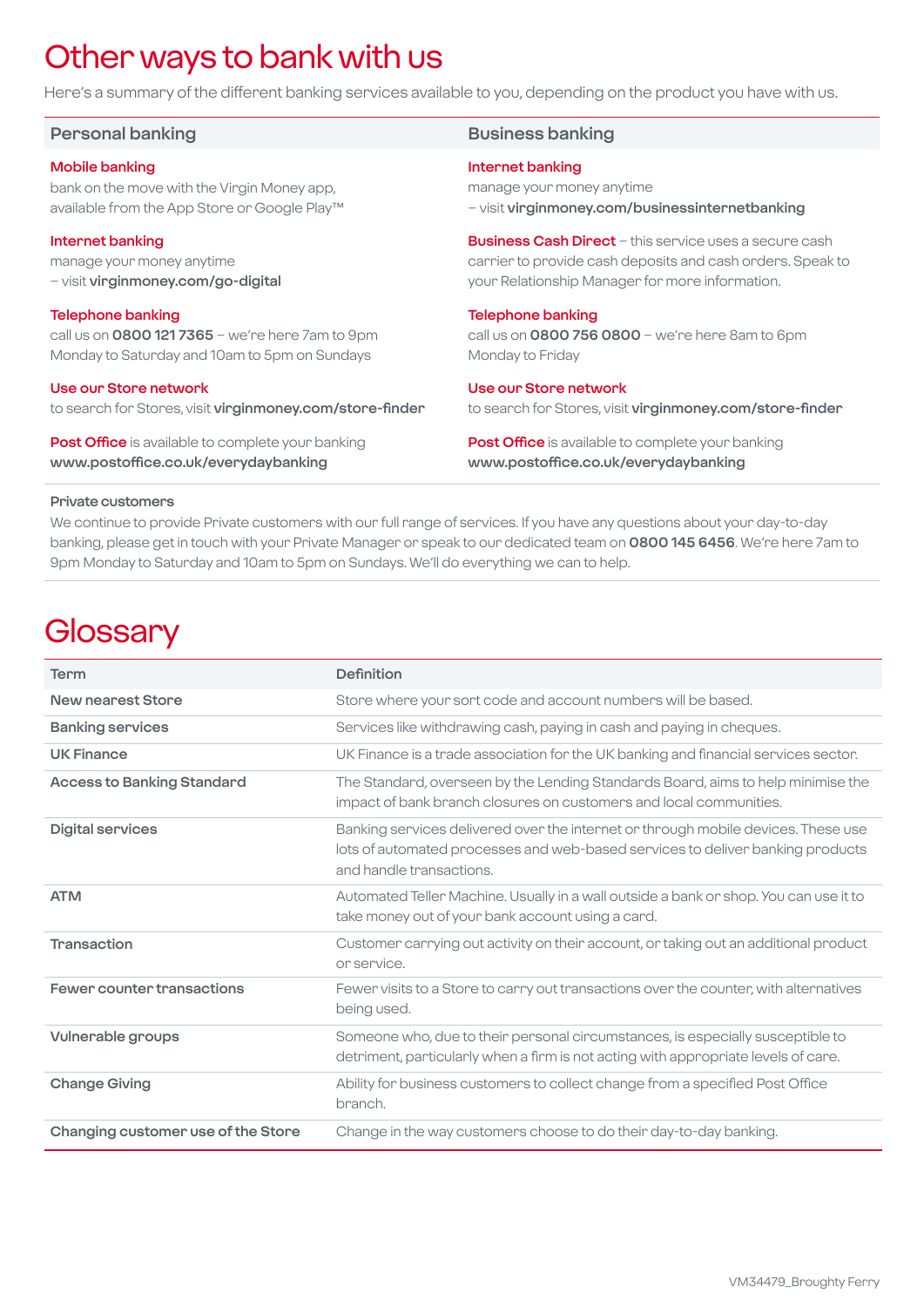# Other ways to bank with us

Here's a summary of the different banking services available to you, depending on the product you have with us.

## Personal banking

**Mobile banking**
bank on the move with the Virgin Money app, available from the App Store or Google Play™

**Internet banking**
manage your money anytime
– visit **virginmoney.com/go-digital**

**Telephone banking**
call us on **0800 121 7365** – we're here 7am to 9pm Monday to Saturday and 10am to 5pm on Sundays

**Use our Store network**
to search for Stores, visit **virginmoney.com/store-finder**

**Post Office** is available to complete your banking
**www.postoffice.co.uk/everydaybanking**

## Business banking

**Internet banking**
manage your money anytime
– visit **virginmoney.com/businessinternetbanking**

**Business Cash Direct** – this service uses a secure cash carrier to provide cash deposits and cash orders. Speak to your Relationship Manager for more information.

**Telephone banking**
call us on **0800 756 0800** – we're here 8am to 6pm Monday to Friday

**Use our Store network**
to search for Stores, visit **virginmoney.com/store-finder**

**Post Office** is available to complete your banking
**www.postoffice.co.uk/everydaybanking**

**Private customers**

We continue to provide Private customers with our full range of services. If you have any questions about your day-to-day banking, please get in touch with your Private Manager or speak to our dedicated team on **0800 145 6456**. We're here 7am to 9pm Monday to Saturday and 10am to 5pm on Sundays. We'll do everything we can to help.

# Glossary

| Term | Definition |
|---|---|
| **New nearest Store** | Store where your sort code and account numbers will be based. |
| **Banking services** | Services like withdrawing cash, paying in cash and paying in cheques. |
| **UK Finance** | UK Finance is a trade association for the UK banking and financial services sector. |
| **Access to Banking Standard** | The Standard, overseen by the Lending Standards Board, aims to help minimise the impact of bank branch closures on customers and local communities. |
| **Digital services** | Banking services delivered over the internet or through mobile devices. These use lots of automated processes and web-based services to deliver banking products and handle transactions. |
| **ATM** | Automated Teller Machine. Usually in a wall outside a bank or shop. You can use it to take money out of your bank account using a card. |
| **Transaction** | Customer carrying out activity on their account, or taking out an additional product or service. |
| **Fewer counter transactions** | Fewer visits to a Store to carry out transactions over the counter, with alternatives being used. |
| **Vulnerable groups** | Someone who, due to their personal circumstances, is especially susceptible to detriment, particularly when a firm is not acting with appropriate levels of care. |
| **Change Giving** | Ability for business customers to collect change from a specified Post Office branch. |
| **Changing customer use of the Store** | Change in the way customers choose to do their day-to-day banking. |

VM34479_Broughty Ferry